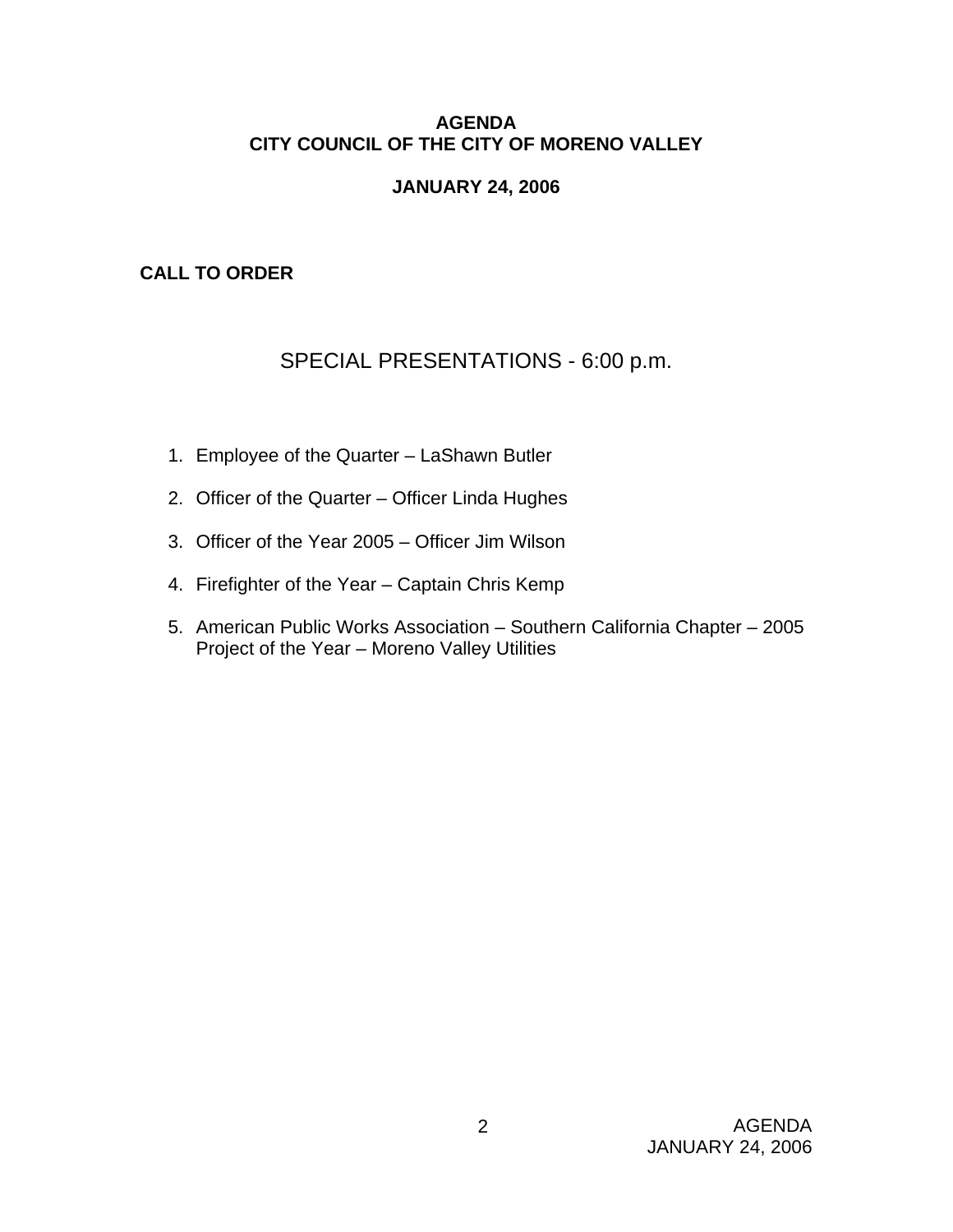# AGENDA
# CITY COUNCIL OF THE CITY OF MORENO VALLEY

## JANUARY 24, 2006

**CALL TO ORDER**

## SPECIAL PRESENTATIONS - 6:00 p.m.

1. Employee of the Quarter – LaShawn Butler
2. Officer of the Quarter – Officer Linda Hughes
3. Officer of the Year 2005 – Officer Jim Wilson
4. Firefighter of the Year – Captain Chris Kemp
5. American Public Works Association – Southern California Chapter – 2005 Project of the Year – Moreno Valley Utilities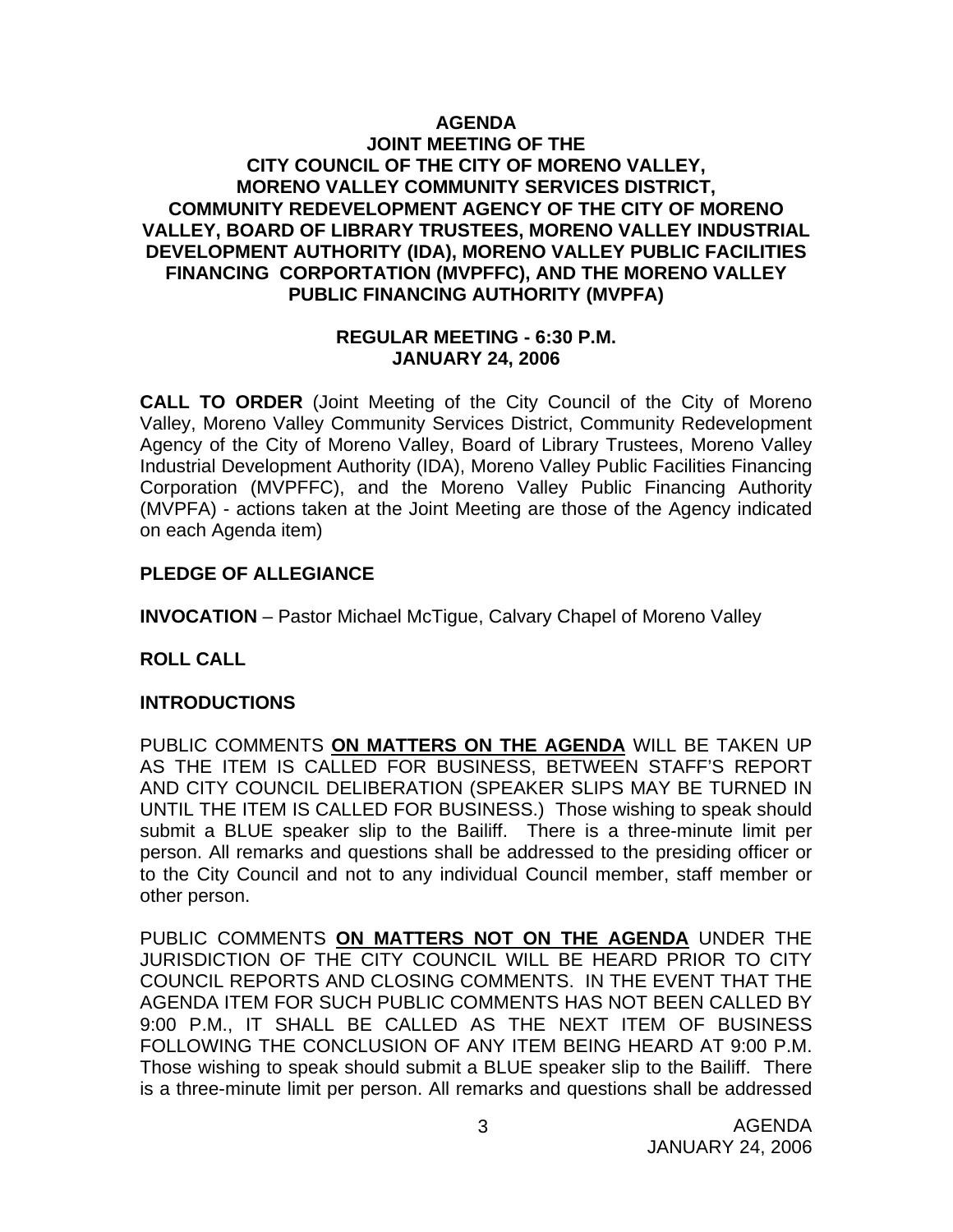**AGENDA**
**JOINT MEETING OF THE**
**CITY COUNCIL OF THE CITY OF MORENO VALLEY, MORENO VALLEY COMMUNITY SERVICES DISTRICT, COMMUNITY REDEVELOPMENT AGENCY OF THE CITY OF MORENO VALLEY, BOARD OF LIBRARY TRUSTEES, MORENO VALLEY INDUSTRIAL DEVELOPMENT AUTHORITY (IDA), MORENO VALLEY PUBLIC FACILITIES FINANCING CORPORTATION (MVPFFC), AND THE MORENO VALLEY PUBLIC FINANCING AUTHORITY (MVPFA)**

**REGULAR MEETING - 6:30 P.M.**
**JANUARY 24, 2006**

**CALL TO ORDER** (Joint Meeting of the City Council of the City of Moreno Valley, Moreno Valley Community Services District, Community Redevelopment Agency of the City of Moreno Valley, Board of Library Trustees, Moreno Valley Industrial Development Authority (IDA), Moreno Valley Public Facilities Financing Corporation (MVPFFC), and the Moreno Valley Public Financing Authority (MVPFA) - actions taken at the Joint Meeting are those of the Agency indicated on each Agenda item)

**PLEDGE OF ALLEGIANCE**

**INVOCATION** – Pastor Michael McTigue, Calvary Chapel of Moreno Valley

**ROLL CALL**

**INTRODUCTIONS**

PUBLIC COMMENTS **ON MATTERS ON THE AGENDA** WILL BE TAKEN UP AS THE ITEM IS CALLED FOR BUSINESS, BETWEEN STAFF'S REPORT AND CITY COUNCIL DELIBERATION (SPEAKER SLIPS MAY BE TURNED IN UNTIL THE ITEM IS CALLED FOR BUSINESS.) Those wishing to speak should submit a BLUE speaker slip to the Bailiff. There is a three-minute limit per person. All remarks and questions shall be addressed to the presiding officer or to the City Council and not to any individual Council member, staff member or other person.

PUBLIC COMMENTS **ON MATTERS NOT ON THE AGENDA** UNDER THE JURISDICTION OF THE CITY COUNCIL WILL BE HEARD PRIOR TO CITY COUNCIL REPORTS AND CLOSING COMMENTS. IN THE EVENT THAT THE AGENDA ITEM FOR SUCH PUBLIC COMMENTS HAS NOT BEEN CALLED BY 9:00 P.M., IT SHALL BE CALLED AS THE NEXT ITEM OF BUSINESS FOLLOWING THE CONCLUSION OF ANY ITEM BEING HEARD AT 9:00 P.M. Those wishing to speak should submit a BLUE speaker slip to the Bailiff. There is a three-minute limit per person. All remarks and questions shall be addressed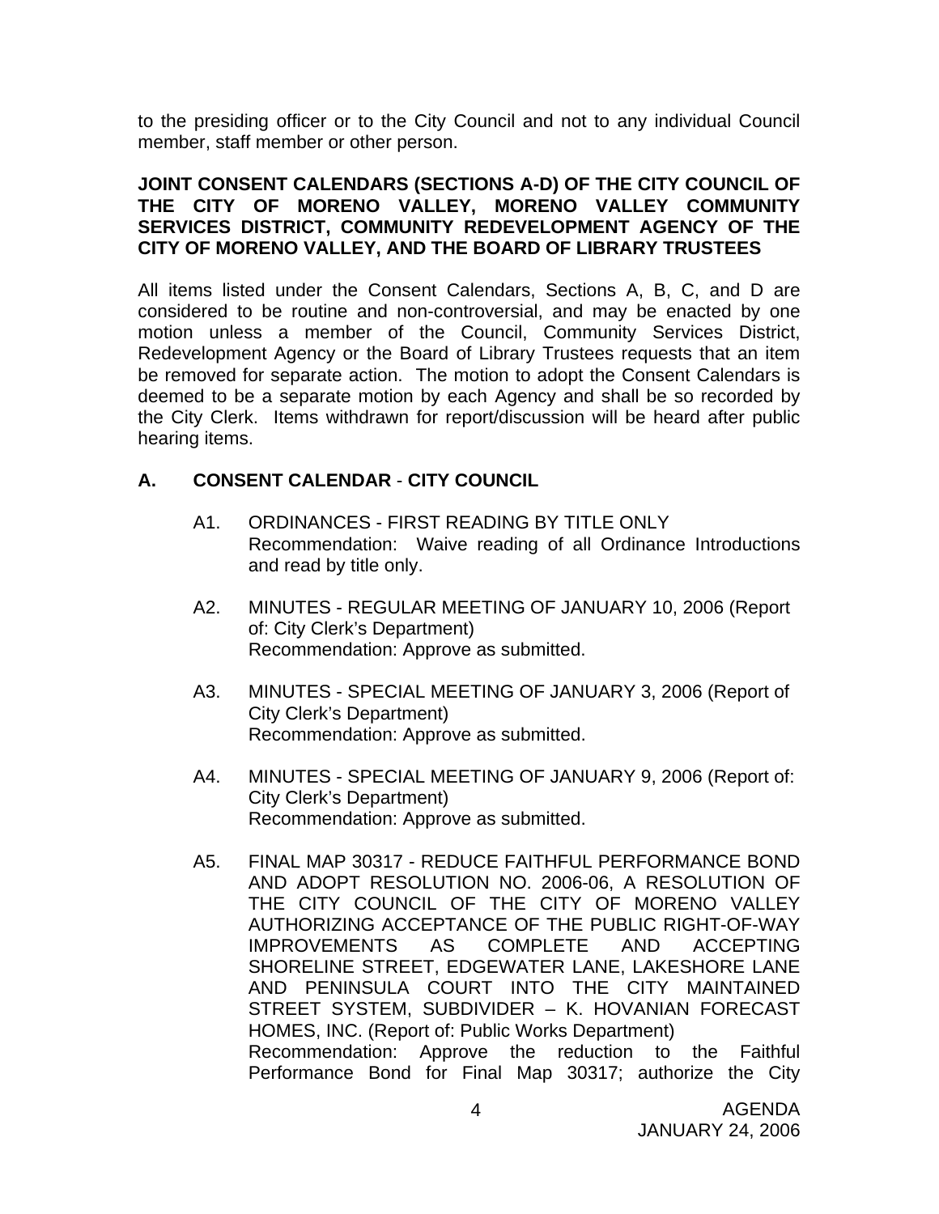to the presiding officer or to the City Council and not to any individual Council member, staff member or other person.

**JOINT CONSENT CALENDARS (SECTIONS A-D) OF THE CITY COUNCIL OF THE CITY OF MORENO VALLEY, MORENO VALLEY COMMUNITY SERVICES DISTRICT, COMMUNITY REDEVELOPMENT AGENCY OF THE CITY OF MORENO VALLEY, AND THE BOARD OF LIBRARY TRUSTEES**

All items listed under the Consent Calendars, Sections A, B, C, and D are considered to be routine and non-controversial, and may be enacted by one motion unless a member of the Council, Community Services District, Redevelopment Agency or the Board of Library Trustees requests that an item be removed for separate action. The motion to adopt the Consent Calendars is deemed to be a separate motion by each Agency and shall be so recorded by the City Clerk. Items withdrawn for report/discussion will be heard after public hearing items.

## A. CONSENT CALENDAR - CITY COUNCIL

A1. ORDINANCES - FIRST READING BY TITLE ONLY
Recommendation: Waive reading of all Ordinance Introductions and read by title only.

A2. MINUTES - REGULAR MEETING OF JANUARY 10, 2006 (Report of: City Clerk's Department)
Recommendation: Approve as submitted.

A3. MINUTES - SPECIAL MEETING OF JANUARY 3, 2006 (Report of City Clerk's Department)
Recommendation: Approve as submitted.

A4. MINUTES - SPECIAL MEETING OF JANUARY 9, 2006 (Report of: City Clerk's Department)
Recommendation: Approve as submitted.

A5. FINAL MAP 30317 - REDUCE FAITHFUL PERFORMANCE BOND AND ADOPT RESOLUTION NO. 2006-06, A RESOLUTION OF THE CITY COUNCIL OF THE CITY OF MORENO VALLEY AUTHORIZING ACCEPTANCE OF THE PUBLIC RIGHT-OF-WAY IMPROVEMENTS AS COMPLETE AND ACCEPTING SHORELINE STREET, EDGEWATER LANE, LAKESHORE LANE AND PENINSULA COURT INTO THE CITY MAINTAINED STREET SYSTEM, SUBDIVIDER – K. HOVANIAN FORECAST HOMES, INC. (Report of: Public Works Department)
Recommendation: Approve the reduction to the Faithful Performance Bond for Final Map 30317; authorize the City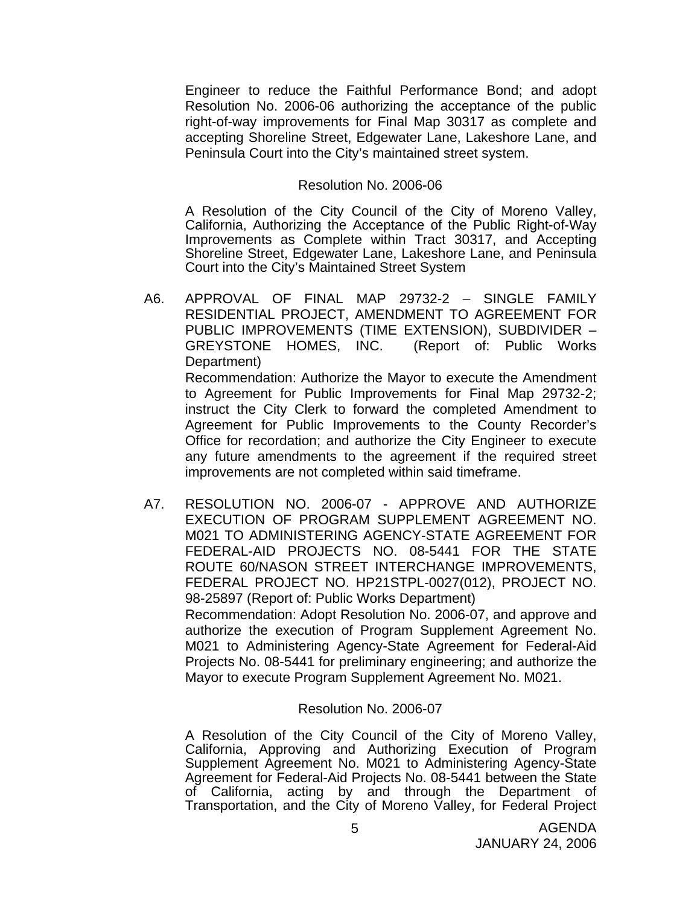Engineer to reduce the Faithful Performance Bond; and adopt Resolution No. 2006-06 authorizing the acceptance of the public right-of-way improvements for Final Map 30317 as complete and accepting Shoreline Street, Edgewater Lane, Lakeshore Lane, and Peninsula Court into the City's maintained street system.

Resolution No. 2006-06

A Resolution of the City Council of the City of Moreno Valley, California, Authorizing the Acceptance of the Public Right-of-Way Improvements as Complete within Tract 30317, and Accepting Shoreline Street, Edgewater Lane, Lakeshore Lane, and Peninsula Court into the City's Maintained Street System

A6. APPROVAL OF FINAL MAP 29732-2 – SINGLE FAMILY RESIDENTIAL PROJECT, AMENDMENT TO AGREEMENT FOR PUBLIC IMPROVEMENTS (TIME EXTENSION), SUBDIVIDER – GREYSTONE HOMES, INC. (Report of: Public Works Department)

Recommendation: Authorize the Mayor to execute the Amendment to Agreement for Public Improvements for Final Map 29732-2; instruct the City Clerk to forward the completed Amendment to Agreement for Public Improvements to the County Recorder's Office for recordation; and authorize the City Engineer to execute any future amendments to the agreement if the required street improvements are not completed within said timeframe.

A7. RESOLUTION NO. 2006-07 - APPROVE AND AUTHORIZE EXECUTION OF PROGRAM SUPPLEMENT AGREEMENT NO. M021 TO ADMINISTERING AGENCY-STATE AGREEMENT FOR FEDERAL-AID PROJECTS NO. 08-5441 FOR THE STATE ROUTE 60/NASON STREET INTERCHANGE IMPROVEMENTS, FEDERAL PROJECT NO. HP21STPL-0027(012), PROJECT NO. 98-25897 (Report of: Public Works Department)

Recommendation: Adopt Resolution No. 2006-07, and approve and authorize the execution of Program Supplement Agreement No. M021 to Administering Agency-State Agreement for Federal-Aid Projects No. 08-5441 for preliminary engineering; and authorize the Mayor to execute Program Supplement Agreement No. M021.

Resolution No. 2006-07

A Resolution of the City Council of the City of Moreno Valley, California, Approving and Authorizing Execution of Program Supplement Agreement No. M021 to Administering Agency-State Agreement for Federal-Aid Projects No. 08-5441 between the State of California, acting by and through the Department of Transportation, and the City of Moreno Valley, for Federal Project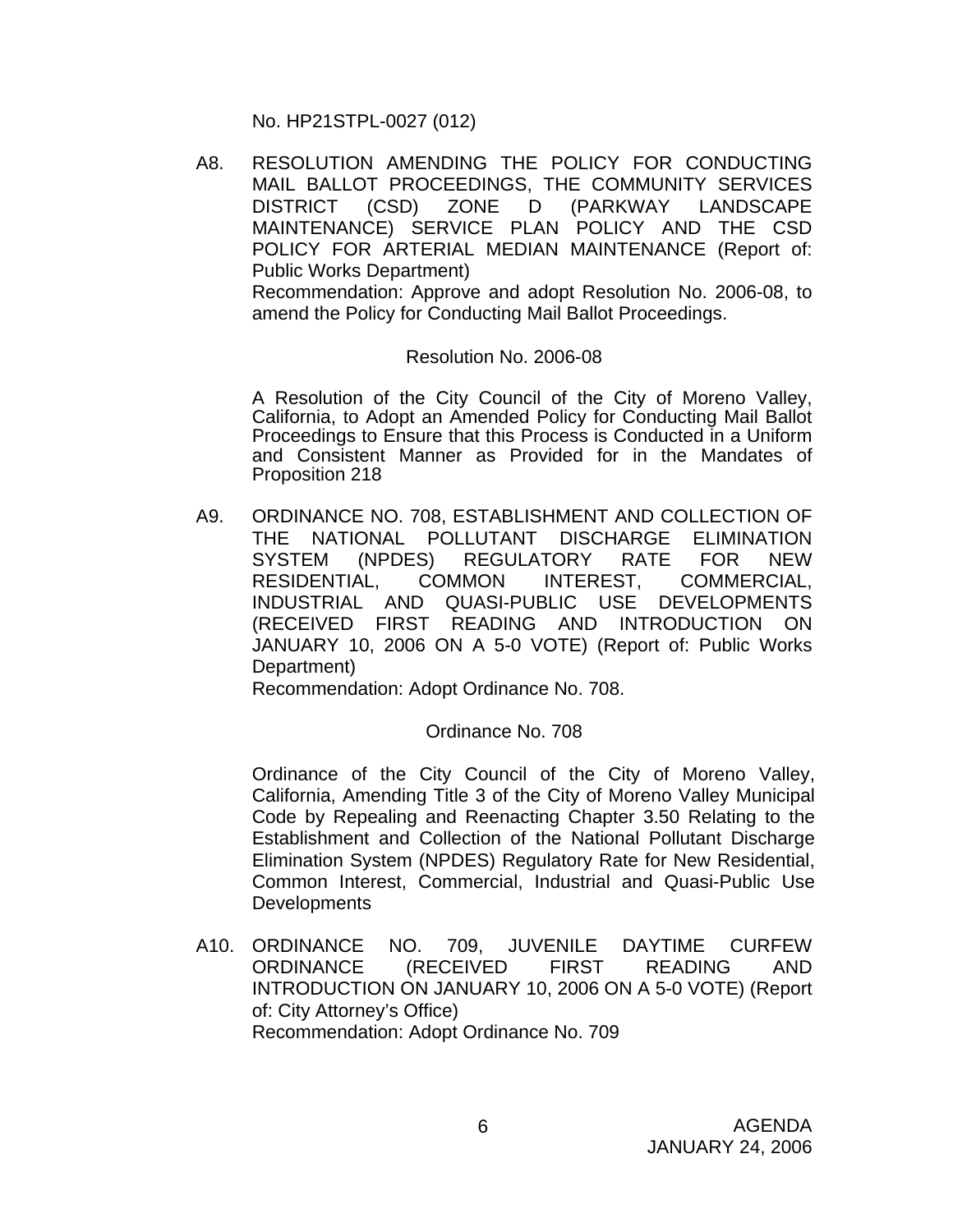No. HP21STPL-0027 (012)

A8. RESOLUTION AMENDING THE POLICY FOR CONDUCTING MAIL BALLOT PROCEEDINGS, THE COMMUNITY SERVICES DISTRICT (CSD) ZONE D (PARKWAY LANDSCAPE MAINTENANCE) SERVICE PLAN POLICY AND THE CSD POLICY FOR ARTERIAL MEDIAN MAINTENANCE (Report of: Public Works Department)
Recommendation: Approve and adopt Resolution No. 2006-08, to amend the Policy for Conducting Mail Ballot Proceedings.

Resolution No. 2006-08

A Resolution of the City Council of the City of Moreno Valley, California, to Adopt an Amended Policy for Conducting Mail Ballot Proceedings to Ensure that this Process is Conducted in a Uniform and Consistent Manner as Provided for in the Mandates of Proposition 218

A9. ORDINANCE NO. 708, ESTABLISHMENT AND COLLECTION OF THE NATIONAL POLLUTANT DISCHARGE ELIMINATION SYSTEM (NPDES) REGULATORY RATE FOR NEW RESIDENTIAL, COMMON INTEREST, COMMERCIAL, INDUSTRIAL AND QUASI-PUBLIC USE DEVELOPMENTS (RECEIVED FIRST READING AND INTRODUCTION ON JANUARY 10, 2006 ON A 5-0 VOTE) (Report of: Public Works Department)
Recommendation: Adopt Ordinance No. 708.

Ordinance No. 708

Ordinance of the City Council of the City of Moreno Valley, California, Amending Title 3 of the City of Moreno Valley Municipal Code by Repealing and Reenacting Chapter 3.50 Relating to the Establishment and Collection of the National Pollutant Discharge Elimination System (NPDES) Regulatory Rate for New Residential, Common Interest, Commercial, Industrial and Quasi-Public Use Developments

A10. ORDINANCE NO. 709, JUVENILE DAYTIME CURFEW ORDINANCE (RECEIVED FIRST READING AND INTRODUCTION ON JANUARY 10, 2006 ON A 5-0 VOTE) (Report of: City Attorney's Office)
Recommendation: Adopt Ordinance No. 709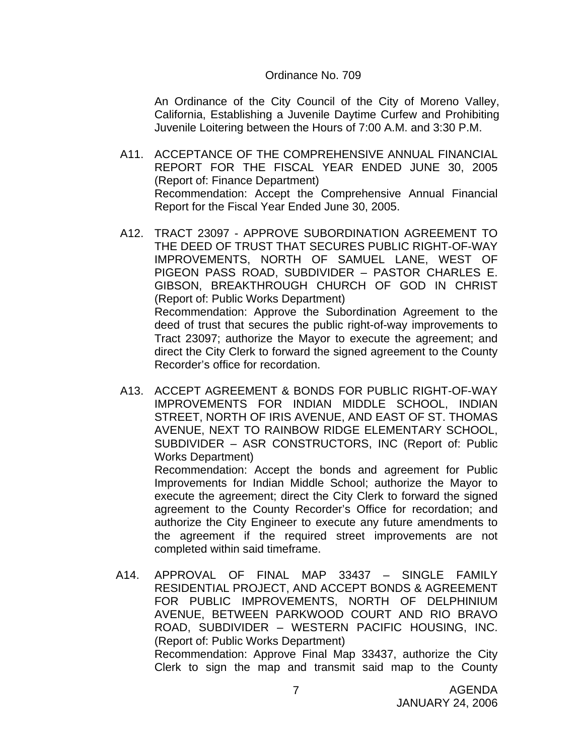Ordinance No. 709

An Ordinance of the City Council of the City of Moreno Valley, California, Establishing a Juvenile Daytime Curfew and Prohibiting Juvenile Loitering between the Hours of 7:00 A.M. and 3:30 P.M.

A11. ACCEPTANCE OF THE COMPREHENSIVE ANNUAL FINANCIAL REPORT FOR THE FISCAL YEAR ENDED JUNE 30, 2005 (Report of: Finance Department)
Recommendation: Accept the Comprehensive Annual Financial Report for the Fiscal Year Ended June 30, 2005.

A12. TRACT 23097 - APPROVE SUBORDINATION AGREEMENT TO THE DEED OF TRUST THAT SECURES PUBLIC RIGHT-OF-WAY IMPROVEMENTS, NORTH OF SAMUEL LANE, WEST OF PIGEON PASS ROAD, SUBDIVIDER – PASTOR CHARLES E. GIBSON, BREAKTHROUGH CHURCH OF GOD IN CHRIST (Report of: Public Works Department)
Recommendation: Approve the Subordination Agreement to the deed of trust that secures the public right-of-way improvements to Tract 23097; authorize the Mayor to execute the agreement; and direct the City Clerk to forward the signed agreement to the County Recorder's office for recordation.

A13. ACCEPT AGREEMENT & BONDS FOR PUBLIC RIGHT-OF-WAY IMPROVEMENTS FOR INDIAN MIDDLE SCHOOL, INDIAN STREET, NORTH OF IRIS AVENUE, AND EAST OF ST. THOMAS AVENUE, NEXT TO RAINBOW RIDGE ELEMENTARY SCHOOL, SUBDIVIDER – ASR CONSTRUCTORS, INC (Report of: Public Works Department)
Recommendation: Accept the bonds and agreement for Public Improvements for Indian Middle School; authorize the Mayor to execute the agreement; direct the City Clerk to forward the signed agreement to the County Recorder's Office for recordation; and authorize the City Engineer to execute any future amendments to the agreement if the required street improvements are not completed within said timeframe.

A14. APPROVAL OF FINAL MAP 33437 – SINGLE FAMILY RESIDENTIAL PROJECT, AND ACCEPT BONDS & AGREEMENT FOR PUBLIC IMPROVEMENTS, NORTH OF DELPHINIUM AVENUE, BETWEEN PARKWOOD COURT AND RIO BRAVO ROAD, SUBDIVIDER – WESTERN PACIFIC HOUSING, INC. (Report of: Public Works Department)
Recommendation: Approve Final Map 33437, authorize the City Clerk to sign the map and transmit said map to the County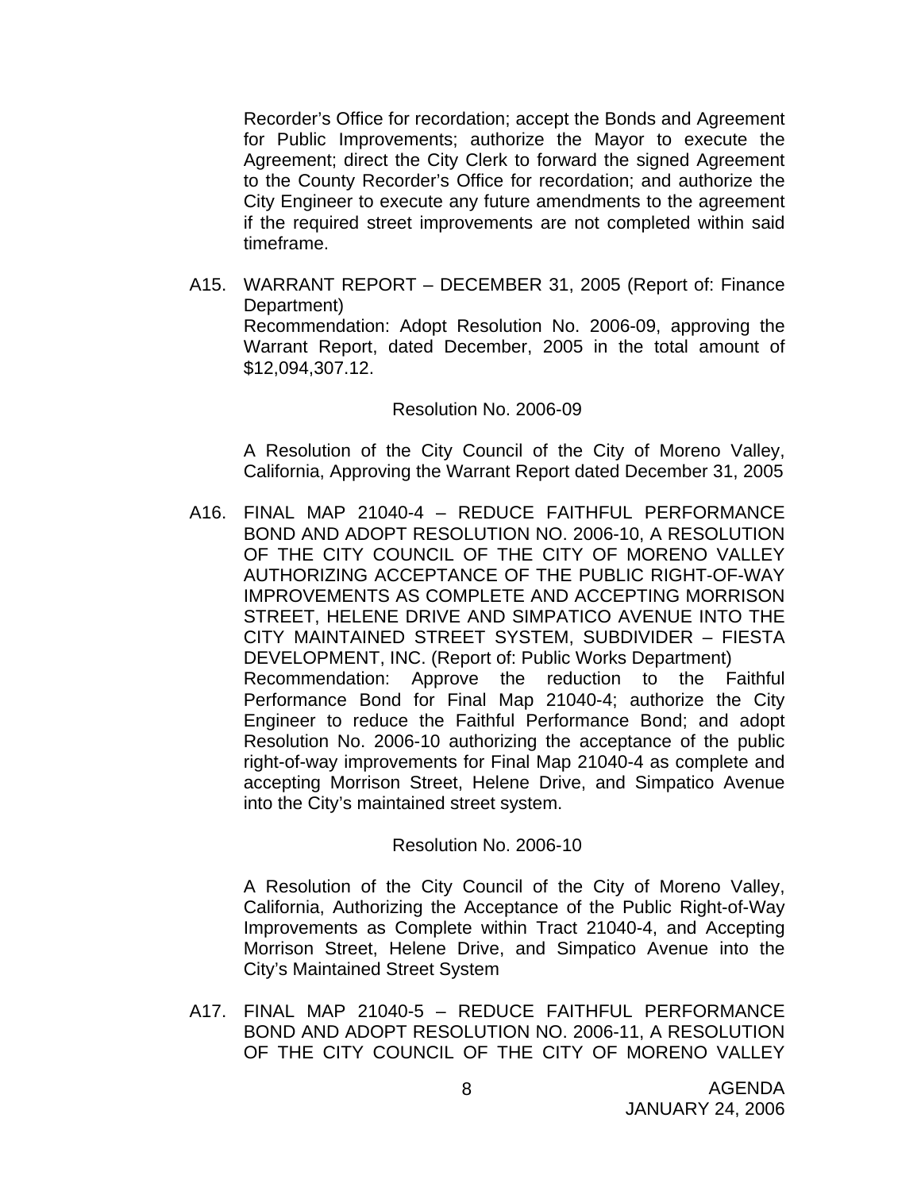Recorder's Office for recordation; accept the Bonds and Agreement for Public Improvements; authorize the Mayor to execute the Agreement; direct the City Clerk to forward the signed Agreement to the County Recorder's Office for recordation; and authorize the City Engineer to execute any future amendments to the agreement if the required street improvements are not completed within said timeframe.

A15. WARRANT REPORT – DECEMBER 31, 2005 (Report of: Finance Department)
Recommendation: Adopt Resolution No. 2006-09, approving the Warrant Report, dated December, 2005 in the total amount of $12,094,307.12.

Resolution No. 2006-09

A Resolution of the City Council of the City of Moreno Valley, California, Approving the Warrant Report dated December 31, 2005

A16. FINAL MAP 21040-4 – REDUCE FAITHFUL PERFORMANCE BOND AND ADOPT RESOLUTION NO. 2006-10, A RESOLUTION OF THE CITY COUNCIL OF THE CITY OF MORENO VALLEY AUTHORIZING ACCEPTANCE OF THE PUBLIC RIGHT-OF-WAY IMPROVEMENTS AS COMPLETE AND ACCEPTING MORRISON STREET, HELENE DRIVE AND SIMPATICO AVENUE INTO THE CITY MAINTAINED STREET SYSTEM, SUBDIVIDER – FIESTA DEVELOPMENT, INC. (Report of: Public Works Department)
Recommendation: Approve the reduction to the Faithful Performance Bond for Final Map 21040-4; authorize the City Engineer to reduce the Faithful Performance Bond; and adopt Resolution No. 2006-10 authorizing the acceptance of the public right-of-way improvements for Final Map 21040-4 as complete and accepting Morrison Street, Helene Drive, and Simpatico Avenue into the City's maintained street system.

Resolution No. 2006-10

A Resolution of the City Council of the City of Moreno Valley, California, Authorizing the Acceptance of the Public Right-of-Way Improvements as Complete within Tract 21040-4, and Accepting Morrison Street, Helene Drive, and Simpatico Avenue into the City's Maintained Street System

A17. FINAL MAP 21040-5 – REDUCE FAITHFUL PERFORMANCE BOND AND ADOPT RESOLUTION NO. 2006-11, A RESOLUTION OF THE CITY COUNCIL OF THE CITY OF MORENO VALLEY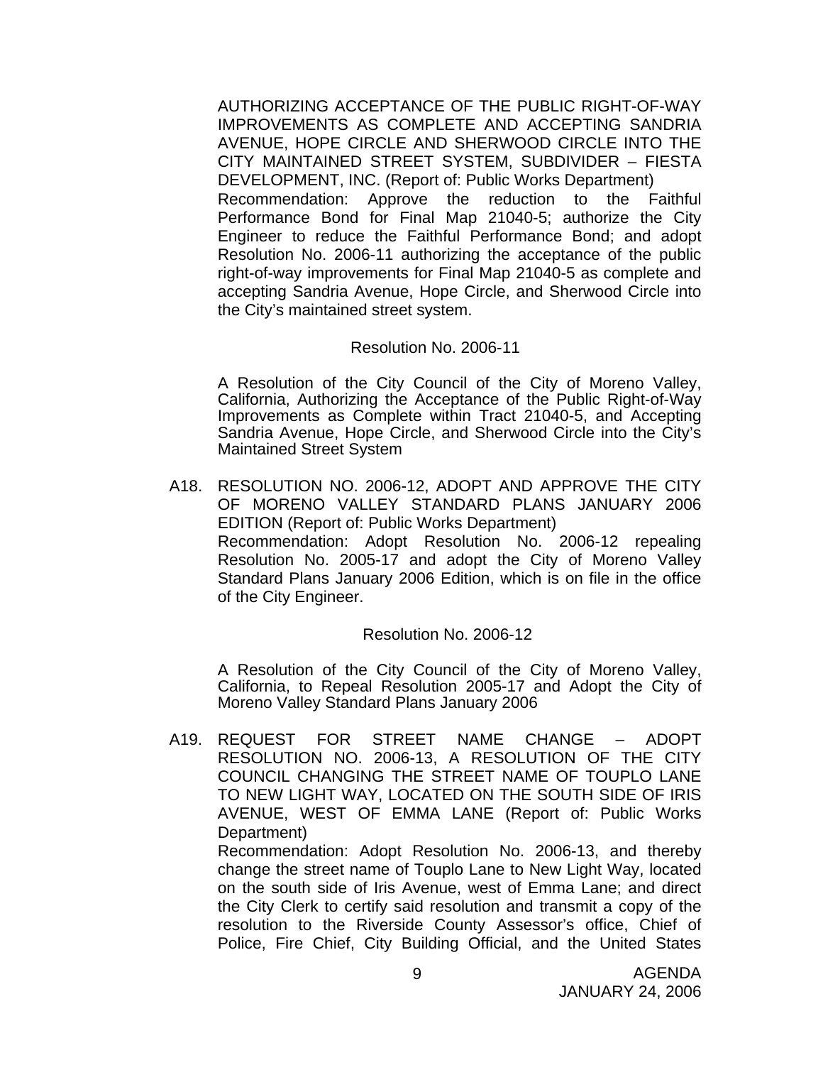AUTHORIZING ACCEPTANCE OF THE PUBLIC RIGHT-OF-WAY IMPROVEMENTS AS COMPLETE AND ACCEPTING SANDRIA AVENUE, HOPE CIRCLE AND SHERWOOD CIRCLE INTO THE CITY MAINTAINED STREET SYSTEM, SUBDIVIDER – FIESTA DEVELOPMENT, INC. (Report of: Public Works Department)
Recommendation: Approve the reduction to the Faithful Performance Bond for Final Map 21040-5; authorize the City Engineer to reduce the Faithful Performance Bond; and adopt Resolution No. 2006-11 authorizing the acceptance of the public right-of-way improvements for Final Map 21040-5 as complete and accepting Sandria Avenue, Hope Circle, and Sherwood Circle into the City's maintained street system.

Resolution No. 2006-11

A Resolution of the City Council of the City of Moreno Valley, California, Authorizing the Acceptance of the Public Right-of-Way Improvements as Complete within Tract 21040-5, and Accepting Sandria Avenue, Hope Circle, and Sherwood Circle into the City's Maintained Street System

A18. RESOLUTION NO. 2006-12, ADOPT AND APPROVE THE CITY OF MORENO VALLEY STANDARD PLANS JANUARY 2006 EDITION (Report of: Public Works Department)
Recommendation: Adopt Resolution No. 2006-12 repealing Resolution No. 2005-17 and adopt the City of Moreno Valley Standard Plans January 2006 Edition, which is on file in the office of the City Engineer.

Resolution No. 2006-12

A Resolution of the City Council of the City of Moreno Valley, California, to Repeal Resolution 2005-17 and Adopt the City of Moreno Valley Standard Plans January 2006

A19. REQUEST FOR STREET NAME CHANGE – ADOPT RESOLUTION NO. 2006-13, A RESOLUTION OF THE CITY COUNCIL CHANGING THE STREET NAME OF TOUPLO LANE TO NEW LIGHT WAY, LOCATED ON THE SOUTH SIDE OF IRIS AVENUE, WEST OF EMMA LANE (Report of: Public Works Department)
Recommendation: Adopt Resolution No. 2006-13, and thereby change the street name of Touplo Lane to New Light Way, located on the south side of Iris Avenue, west of Emma Lane; and direct the City Clerk to certify said resolution and transmit a copy of the resolution to the Riverside County Assessor's office, Chief of Police, Fire Chief, City Building Official, and the United States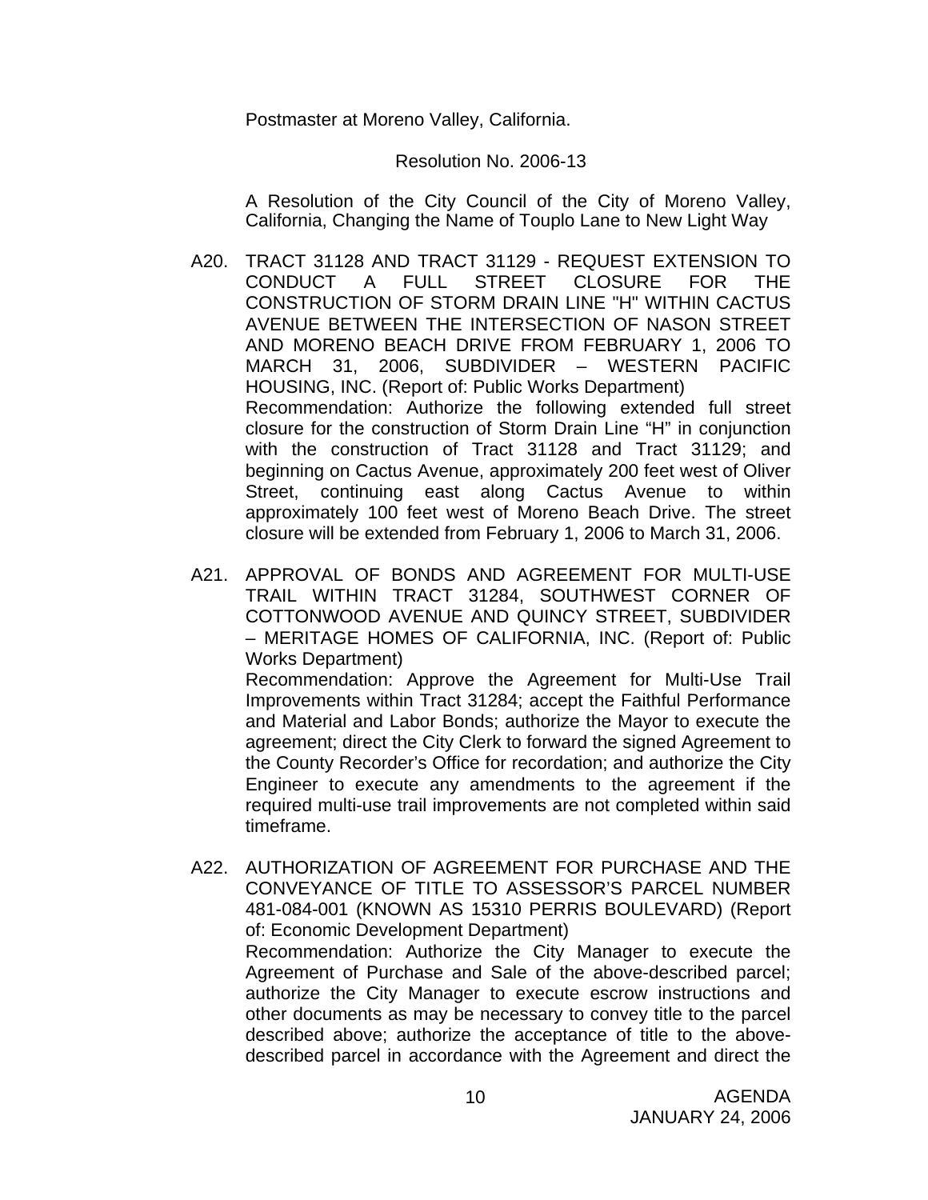Postmaster at Moreno Valley, California.

Resolution No. 2006-13

A Resolution of the City Council of the City of Moreno Valley, California, Changing the Name of Touplo Lane to New Light Way

A20. TRACT 31128 AND TRACT 31129 - REQUEST EXTENSION TO CONDUCT A FULL STREET CLOSURE FOR THE CONSTRUCTION OF STORM DRAIN LINE "H" WITHIN CACTUS AVENUE BETWEEN THE INTERSECTION OF NASON STREET AND MORENO BEACH DRIVE FROM FEBRUARY 1, 2006 TO MARCH 31, 2006, SUBDIVIDER – WESTERN PACIFIC HOUSING, INC. (Report of: Public Works Department)
Recommendation: Authorize the following extended full street closure for the construction of Storm Drain Line "H" in conjunction with the construction of Tract 31128 and Tract 31129; and beginning on Cactus Avenue, approximately 200 feet west of Oliver Street, continuing east along Cactus Avenue to within approximately 100 feet west of Moreno Beach Drive. The street closure will be extended from February 1, 2006 to March 31, 2006.

A21. APPROVAL OF BONDS AND AGREEMENT FOR MULTI-USE TRAIL WITHIN TRACT 31284, SOUTHWEST CORNER OF COTTONWOOD AVENUE AND QUINCY STREET, SUBDIVIDER – MERITAGE HOMES OF CALIFORNIA, INC. (Report of: Public Works Department)
Recommendation: Approve the Agreement for Multi-Use Trail Improvements within Tract 31284; accept the Faithful Performance and Material and Labor Bonds; authorize the Mayor to execute the agreement; direct the City Clerk to forward the signed Agreement to the County Recorder's Office for recordation; and authorize the City Engineer to execute any amendments to the agreement if the required multi-use trail improvements are not completed within said timeframe.

A22. AUTHORIZATION OF AGREEMENT FOR PURCHASE AND THE CONVEYANCE OF TITLE TO ASSESSOR'S PARCEL NUMBER 481-084-001 (KNOWN AS 15310 PERRIS BOULEVARD) (Report of: Economic Development Department)
Recommendation: Authorize the City Manager to execute the Agreement of Purchase and Sale of the above-described parcel; authorize the City Manager to execute escrow instructions and other documents as may be necessary to convey title to the parcel described above; authorize the acceptance of title to the above-described parcel in accordance with the Agreement and direct the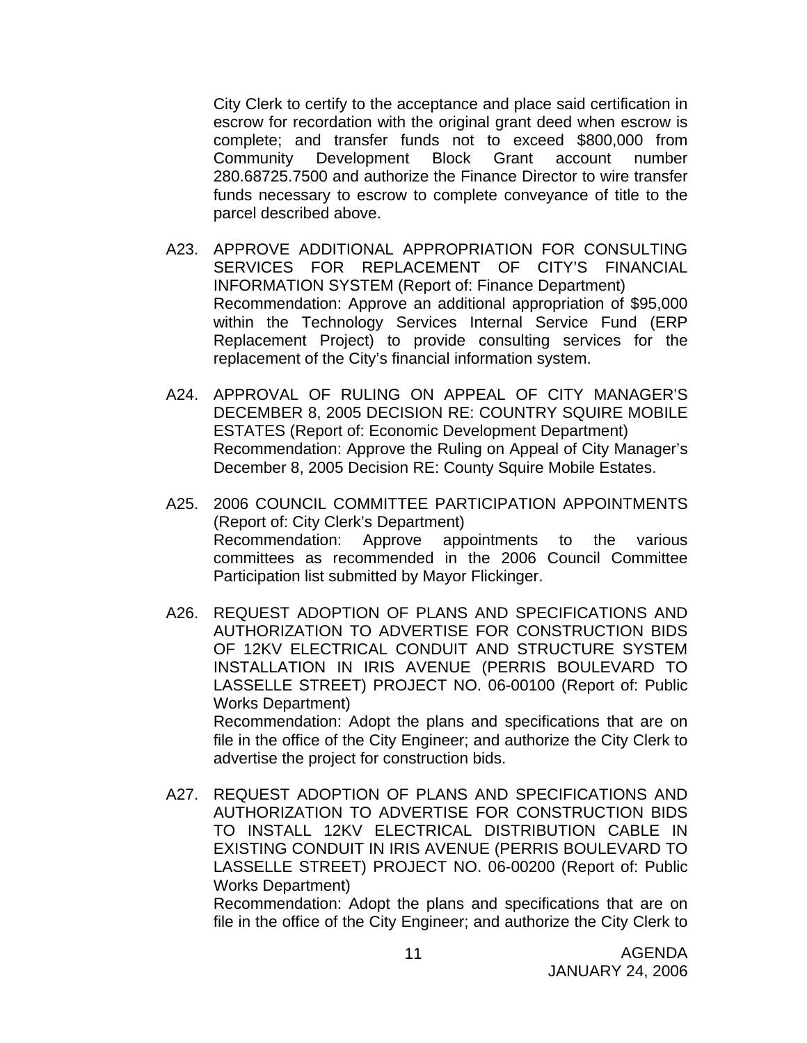City Clerk to certify to the acceptance and place said certification in escrow for recordation with the original grant deed when escrow is complete; and transfer funds not to exceed $800,000 from Community Development Block Grant account number 280.68725.7500 and authorize the Finance Director to wire transfer funds necessary to escrow to complete conveyance of title to the parcel described above.

A23. APPROVE ADDITIONAL APPROPRIATION FOR CONSULTING SERVICES FOR REPLACEMENT OF CITY'S FINANCIAL INFORMATION SYSTEM (Report of: Finance Department)
Recommendation: Approve an additional appropriation of $95,000 within the Technology Services Internal Service Fund (ERP Replacement Project) to provide consulting services for the replacement of the City's financial information system.

A24. APPROVAL OF RULING ON APPEAL OF CITY MANAGER'S DECEMBER 8, 2005 DECISION RE: COUNTRY SQUIRE MOBILE ESTATES (Report of: Economic Development Department)
Recommendation: Approve the Ruling on Appeal of City Manager's December 8, 2005 Decision RE: County Squire Mobile Estates.

A25. 2006 COUNCIL COMMITTEE PARTICIPATION APPOINTMENTS (Report of: City Clerk's Department)
Recommendation: Approve appointments to the various committees as recommended in the 2006 Council Committee Participation list submitted by Mayor Flickinger.

A26. REQUEST ADOPTION OF PLANS AND SPECIFICATIONS AND AUTHORIZATION TO ADVERTISE FOR CONSTRUCTION BIDS OF 12KV ELECTRICAL CONDUIT AND STRUCTURE SYSTEM INSTALLATION IN IRIS AVENUE (PERRIS BOULEVARD TO LASSELLE STREET) PROJECT NO. 06-00100 (Report of: Public Works Department)
Recommendation: Adopt the plans and specifications that are on file in the office of the City Engineer; and authorize the City Clerk to advertise the project for construction bids.

A27. REQUEST ADOPTION OF PLANS AND SPECIFICATIONS AND AUTHORIZATION TO ADVERTISE FOR CONSTRUCTION BIDS TO INSTALL 12KV ELECTRICAL DISTRIBUTION CABLE IN EXISTING CONDUIT IN IRIS AVENUE (PERRIS BOULEVARD TO LASSELLE STREET) PROJECT NO. 06-00200 (Report of: Public Works Department)
Recommendation: Adopt the plans and specifications that are on file in the office of the City Engineer; and authorize the City Clerk to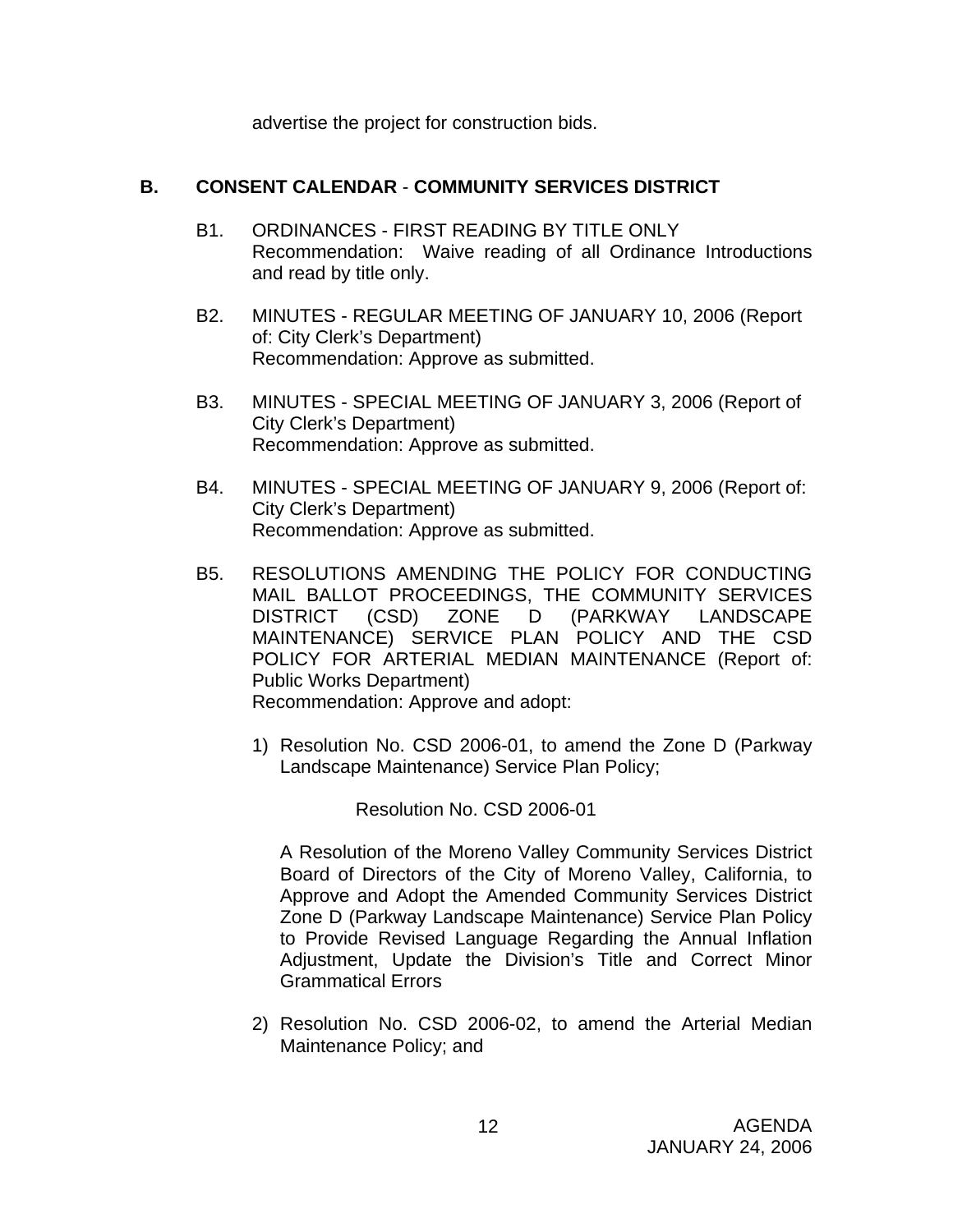advertise the project for construction bids.

## B. CONSENT CALENDAR - COMMUNITY SERVICES DISTRICT

B1. ORDINANCES - FIRST READING BY TITLE ONLY
Recommendation: Waive reading of all Ordinance Introductions and read by title only.

B2. MINUTES - REGULAR MEETING OF JANUARY 10, 2006 (Report of: City Clerk's Department)
Recommendation: Approve as submitted.

B3. MINUTES - SPECIAL MEETING OF JANUARY 3, 2006 (Report of City Clerk's Department)
Recommendation: Approve as submitted.

B4. MINUTES - SPECIAL MEETING OF JANUARY 9, 2006 (Report of: City Clerk's Department)
Recommendation: Approve as submitted.

B5. RESOLUTIONS AMENDING THE POLICY FOR CONDUCTING MAIL BALLOT PROCEEDINGS, THE COMMUNITY SERVICES DISTRICT (CSD) ZONE D (PARKWAY LANDSCAPE MAINTENANCE) SERVICE PLAN POLICY AND THE CSD POLICY FOR ARTERIAL MEDIAN MAINTENANCE (Report of: Public Works Department)
Recommendation: Approve and adopt:

1) Resolution No. CSD 2006-01, to amend the Zone D (Parkway Landscape Maintenance) Service Plan Policy;

Resolution No. CSD 2006-01

A Resolution of the Moreno Valley Community Services District Board of Directors of the City of Moreno Valley, California, to Approve and Adopt the Amended Community Services District Zone D (Parkway Landscape Maintenance) Service Plan Policy to Provide Revised Language Regarding the Annual Inflation Adjustment, Update the Division's Title and Correct Minor Grammatical Errors

2) Resolution No. CSD 2006-02, to amend the Arterial Median Maintenance Policy; and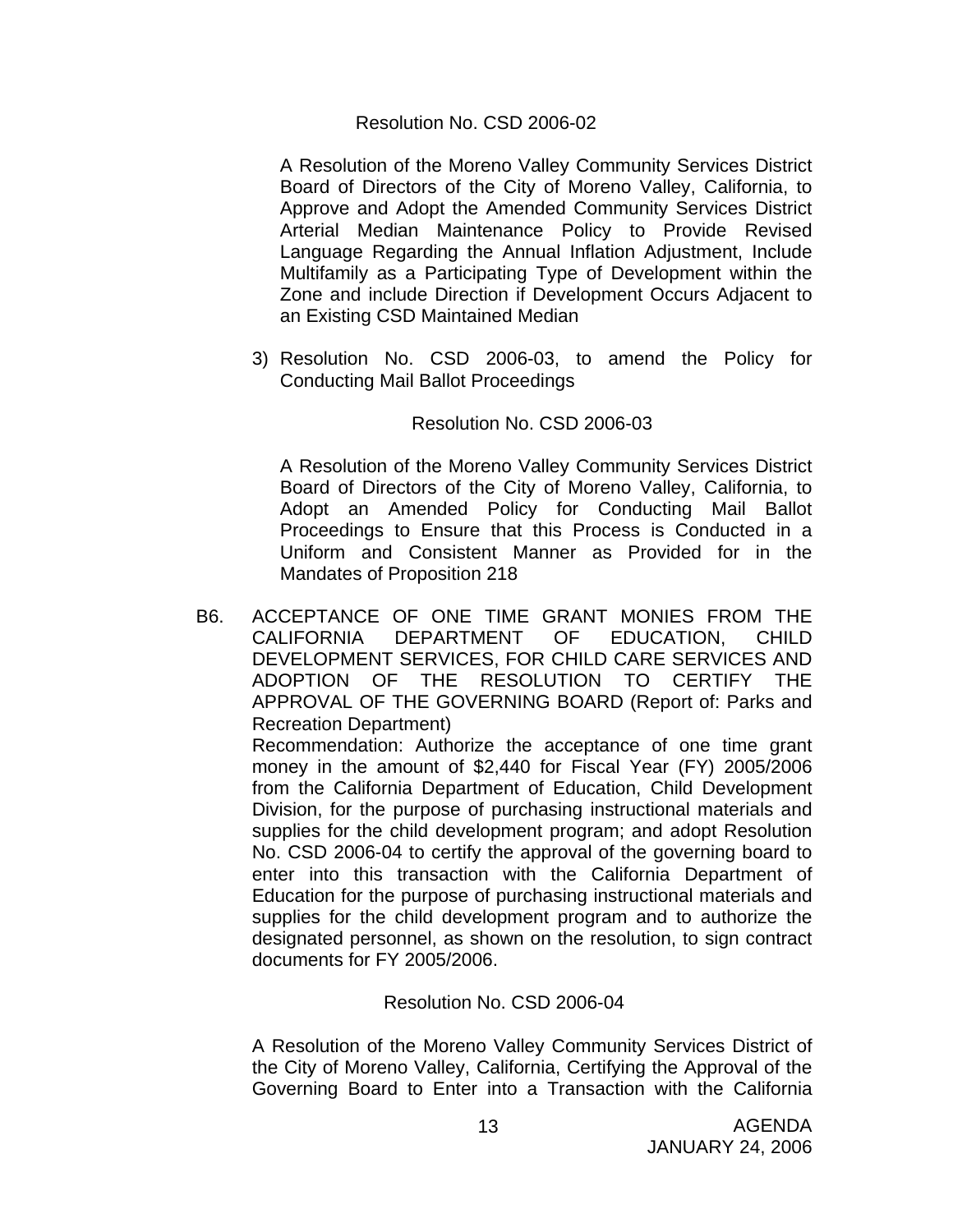Resolution No. CSD 2006-02

A Resolution of the Moreno Valley Community Services District Board of Directors of the City of Moreno Valley, California, to Approve and Adopt the Amended Community Services District Arterial Median Maintenance Policy to Provide Revised Language Regarding the Annual Inflation Adjustment, Include Multifamily as a Participating Type of Development within the Zone and include Direction if Development Occurs Adjacent to an Existing CSD Maintained Median

3) Resolution No. CSD 2006-03, to amend the Policy for Conducting Mail Ballot Proceedings

Resolution No. CSD 2006-03

A Resolution of the Moreno Valley Community Services District Board of Directors of the City of Moreno Valley, California, to Adopt an Amended Policy for Conducting Mail Ballot Proceedings to Ensure that this Process is Conducted in a Uniform and Consistent Manner as Provided for in the Mandates of Proposition 218

B6. ACCEPTANCE OF ONE TIME GRANT MONIES FROM THE CALIFORNIA DEPARTMENT OF EDUCATION, CHILD DEVELOPMENT SERVICES, FOR CHILD CARE SERVICES AND ADOPTION OF THE RESOLUTION TO CERTIFY THE APPROVAL OF THE GOVERNING BOARD (Report of: Parks and Recreation Department)

Recommendation: Authorize the acceptance of one time grant money in the amount of $2,440 for Fiscal Year (FY) 2005/2006 from the California Department of Education, Child Development Division, for the purpose of purchasing instructional materials and supplies for the child development program; and adopt Resolution No. CSD 2006-04 to certify the approval of the governing board to enter into this transaction with the California Department of Education for the purpose of purchasing instructional materials and supplies for the child development program and to authorize the designated personnel, as shown on the resolution, to sign contract documents for FY 2005/2006.

Resolution No. CSD 2006-04

A Resolution of the Moreno Valley Community Services District of the City of Moreno Valley, California, Certifying the Approval of the Governing Board to Enter into a Transaction with the California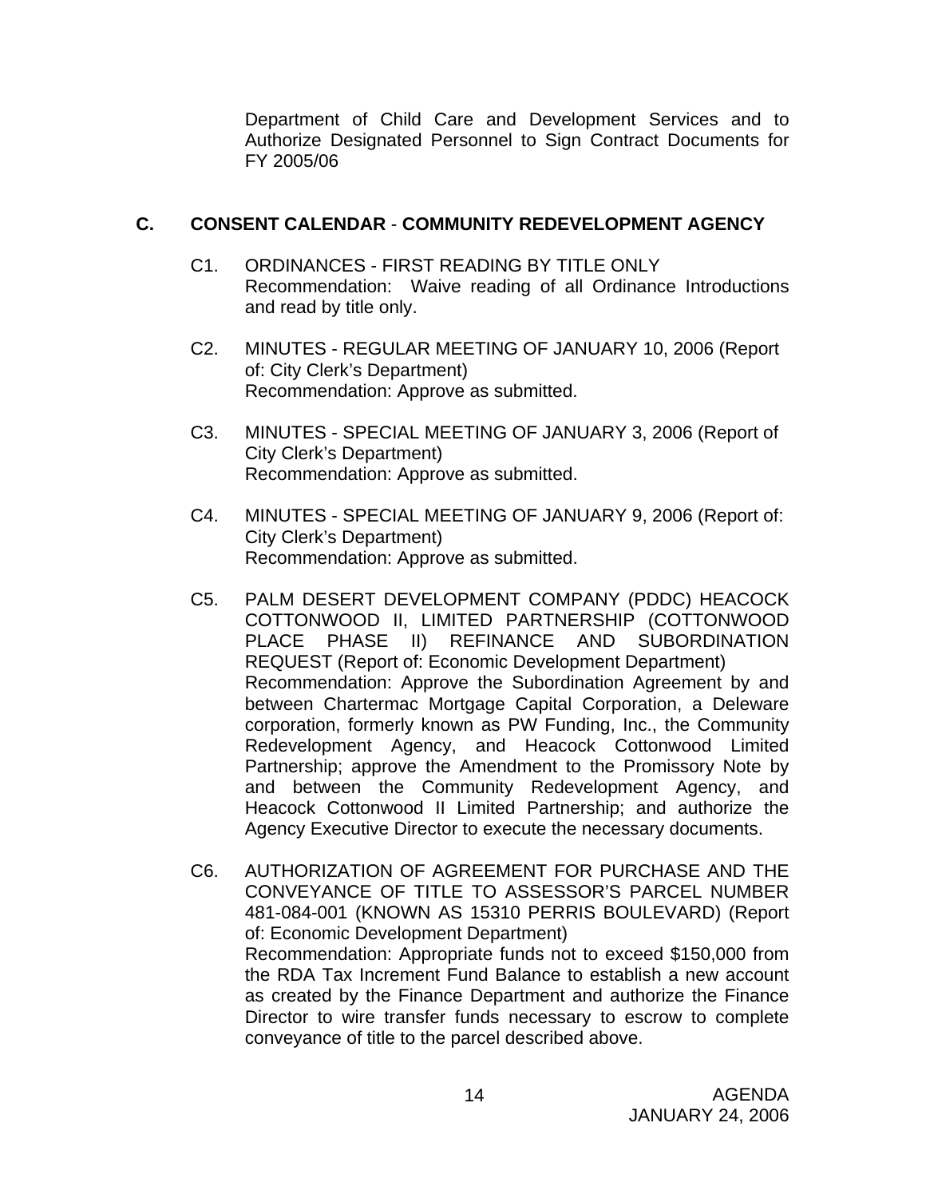Department of Child Care and Development Services and to Authorize Designated Personnel to Sign Contract Documents for FY 2005/06

## C. CONSENT CALENDAR - COMMUNITY REDEVELOPMENT AGENCY

C1. ORDINANCES - FIRST READING BY TITLE ONLY
Recommendation: Waive reading of all Ordinance Introductions and read by title only.

C2. MINUTES - REGULAR MEETING OF JANUARY 10, 2006 (Report of: City Clerk's Department)
Recommendation: Approve as submitted.

C3. MINUTES - SPECIAL MEETING OF JANUARY 3, 2006 (Report of City Clerk's Department)
Recommendation: Approve as submitted.

C4. MINUTES - SPECIAL MEETING OF JANUARY 9, 2006 (Report of: City Clerk's Department)
Recommendation: Approve as submitted.

C5. PALM DESERT DEVELOPMENT COMPANY (PDDC) HEACOCK COTTONWOOD II, LIMITED PARTNERSHIP (COTTONWOOD PLACE PHASE II) REFINANCE AND SUBORDINATION REQUEST (Report of: Economic Development Department)
Recommendation: Approve the Subordination Agreement by and between Chartermac Mortgage Capital Corporation, a Deleware corporation, formerly known as PW Funding, Inc., the Community Redevelopment Agency, and Heacock Cottonwood Limited Partnership; approve the Amendment to the Promissory Note by and between the Community Redevelopment Agency, and Heacock Cottonwood II Limited Partnership; and authorize the Agency Executive Director to execute the necessary documents.

C6. AUTHORIZATION OF AGREEMENT FOR PURCHASE AND THE CONVEYANCE OF TITLE TO ASSESSOR'S PARCEL NUMBER 481-084-001 (KNOWN AS 15310 PERRIS BOULEVARD) (Report of: Economic Development Department)
Recommendation: Appropriate funds not to exceed $150,000 from the RDA Tax Increment Fund Balance to establish a new account as created by the Finance Department and authorize the Finance Director to wire transfer funds necessary to escrow to complete conveyance of title to the parcel described above.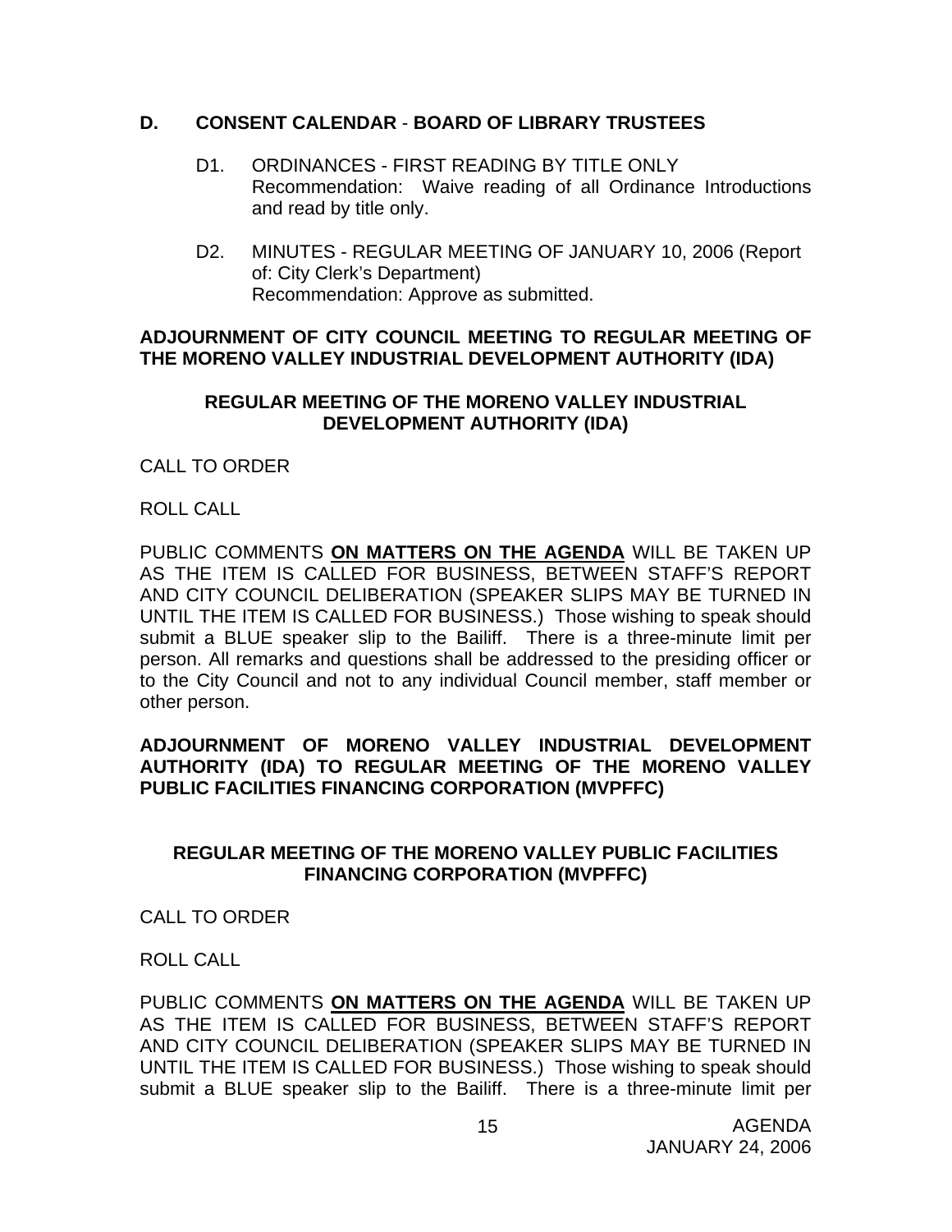## D. CONSENT CALENDAR - BOARD OF LIBRARY TRUSTEES

D1. ORDINANCES - FIRST READING BY TITLE ONLY
Recommendation: Waive reading of all Ordinance Introductions and read by title only.

D2. MINUTES - REGULAR MEETING OF JANUARY 10, 2006 (Report of: City Clerk's Department)
Recommendation: Approve as submitted.

**ADJOURNMENT OF CITY COUNCIL MEETING TO REGULAR MEETING OF THE MORENO VALLEY INDUSTRIAL DEVELOPMENT AUTHORITY (IDA)**

**REGULAR MEETING OF THE MORENO VALLEY INDUSTRIAL DEVELOPMENT AUTHORITY (IDA)**

CALL TO ORDER

ROLL CALL

PUBLIC COMMENTS **ON MATTERS ON THE AGENDA** WILL BE TAKEN UP AS THE ITEM IS CALLED FOR BUSINESS, BETWEEN STAFF'S REPORT AND CITY COUNCIL DELIBERATION (SPEAKER SLIPS MAY BE TURNED IN UNTIL THE ITEM IS CALLED FOR BUSINESS.) Those wishing to speak should submit a BLUE speaker slip to the Bailiff. There is a three-minute limit per person. All remarks and questions shall be addressed to the presiding officer or to the City Council and not to any individual Council member, staff member or other person.

**ADJOURNMENT OF MORENO VALLEY INDUSTRIAL DEVELOPMENT AUTHORITY (IDA) TO REGULAR MEETING OF THE MORENO VALLEY PUBLIC FACILITIES FINANCING CORPORATION (MVPFFC)**

**REGULAR MEETING OF THE MORENO VALLEY PUBLIC FACILITIES FINANCING CORPORATION (MVPFFC)**

CALL TO ORDER

ROLL CALL

PUBLIC COMMENTS **ON MATTERS ON THE AGENDA** WILL BE TAKEN UP AS THE ITEM IS CALLED FOR BUSINESS, BETWEEN STAFF'S REPORT AND CITY COUNCIL DELIBERATION (SPEAKER SLIPS MAY BE TURNED IN UNTIL THE ITEM IS CALLED FOR BUSINESS.) Those wishing to speak should submit a BLUE speaker slip to the Bailiff. There is a three-minute limit per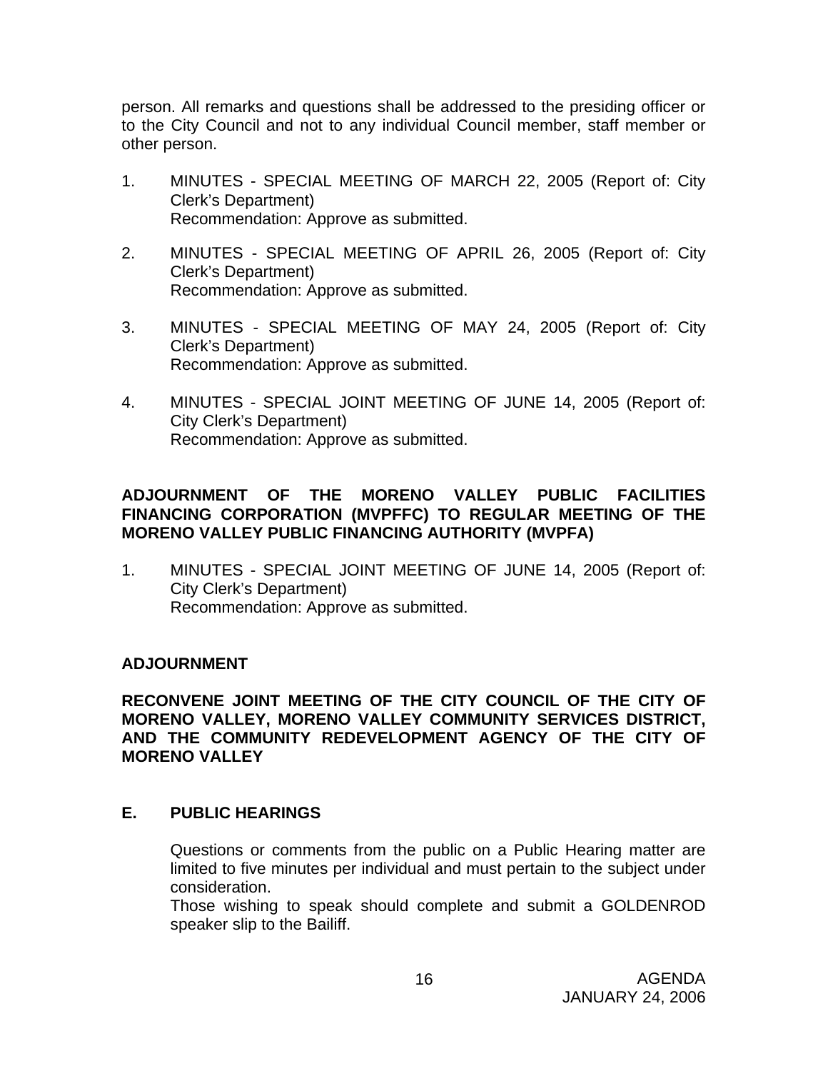person. All remarks and questions shall be addressed to the presiding officer or to the City Council and not to any individual Council member, staff member or other person.

1. MINUTES - SPECIAL MEETING OF MARCH 22, 2005 (Report of: City Clerk's Department)
   Recommendation: Approve as submitted.

2. MINUTES - SPECIAL MEETING OF APRIL 26, 2005 (Report of: City Clerk's Department)
   Recommendation: Approve as submitted.

3. MINUTES - SPECIAL MEETING OF MAY 24, 2005 (Report of: City Clerk's Department)
   Recommendation: Approve as submitted.

4. MINUTES - SPECIAL JOINT MEETING OF JUNE 14, 2005 (Report of: City Clerk's Department)
   Recommendation: Approve as submitted.

**ADJOURNMENT OF THE MORENO VALLEY PUBLIC FACILITIES FINANCING CORPORATION (MVPFFC) TO REGULAR MEETING OF THE MORENO VALLEY PUBLIC FINANCING AUTHORITY (MVPFA)**

1. MINUTES - SPECIAL JOINT MEETING OF JUNE 14, 2005 (Report of: City Clerk's Department)
   Recommendation: Approve as submitted.

**ADJOURNMENT**

**RECONVENE JOINT MEETING OF THE CITY COUNCIL OF THE CITY OF MORENO VALLEY, MORENO VALLEY COMMUNITY SERVICES DISTRICT, AND THE COMMUNITY REDEVELOPMENT AGENCY OF THE CITY OF MORENO VALLEY**

## E. PUBLIC HEARINGS

Questions or comments from the public on a Public Hearing matter are limited to five minutes per individual and must pertain to the subject under consideration.

Those wishing to speak should complete and submit a GOLDENROD speaker slip to the Bailiff.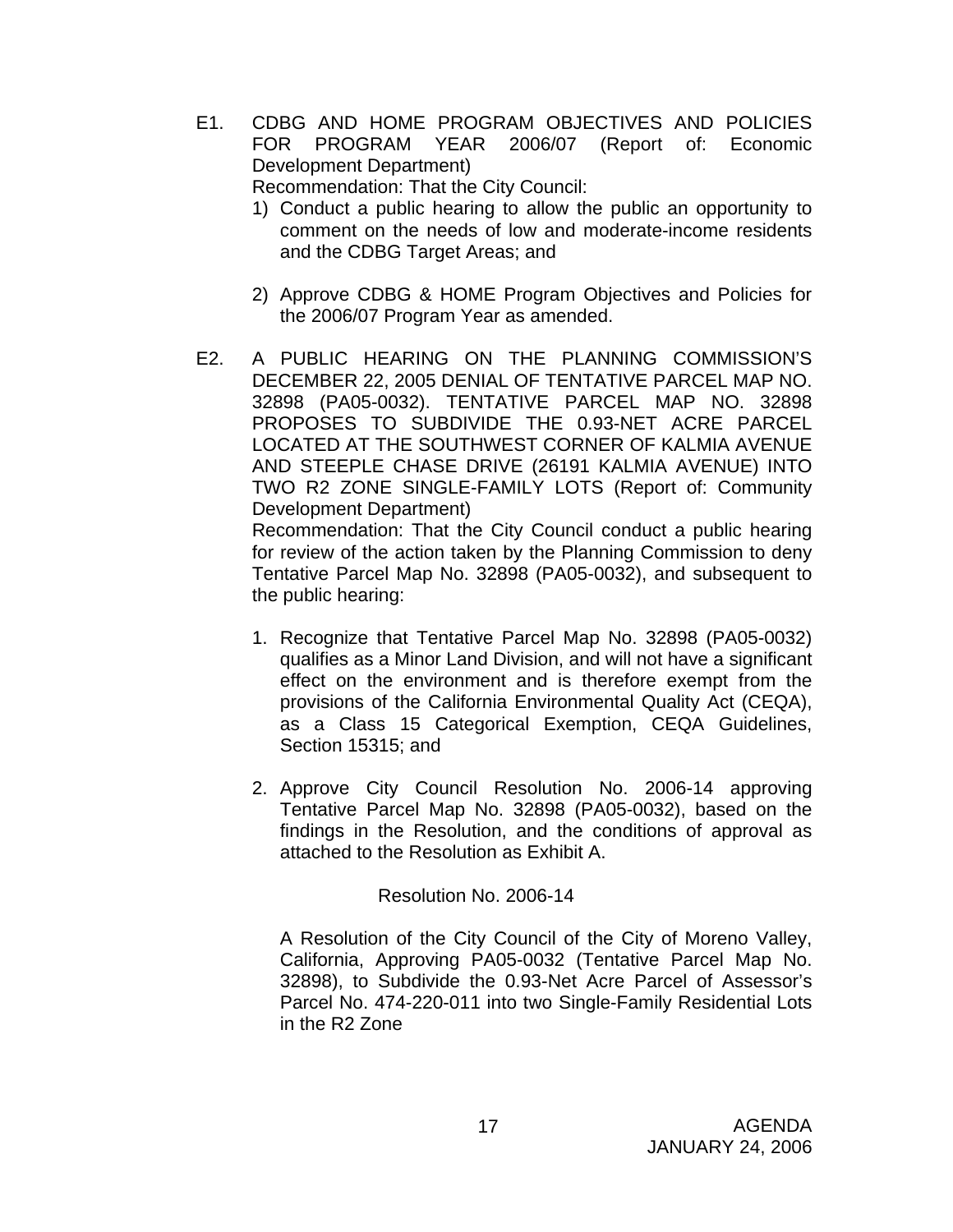E1. CDBG AND HOME PROGRAM OBJECTIVES AND POLICIES FOR PROGRAM YEAR 2006/07 (Report of: Economic Development Department)

Recommendation: That the City Council:

1) Conduct a public hearing to allow the public an opportunity to comment on the needs of low and moderate-income residents and the CDBG Target Areas; and

2) Approve CDBG & HOME Program Objectives and Policies for the 2006/07 Program Year as amended.

E2. A PUBLIC HEARING ON THE PLANNING COMMISSION'S DECEMBER 22, 2005 DENIAL OF TENTATIVE PARCEL MAP NO. 32898 (PA05-0032). TENTATIVE PARCEL MAP NO. 32898 PROPOSES TO SUBDIVIDE THE 0.93-NET ACRE PARCEL LOCATED AT THE SOUTHWEST CORNER OF KALMIA AVENUE AND STEEPLE CHASE DRIVE (26191 KALMIA AVENUE) INTO TWO R2 ZONE SINGLE-FAMILY LOTS (Report of: Community Development Department)

Recommendation: That the City Council conduct a public hearing for review of the action taken by the Planning Commission to deny Tentative Parcel Map No. 32898 (PA05-0032), and subsequent to the public hearing:

1. Recognize that Tentative Parcel Map No. 32898 (PA05-0032) qualifies as a Minor Land Division, and will not have a significant effect on the environment and is therefore exempt from the provisions of the California Environmental Quality Act (CEQA), as a Class 15 Categorical Exemption, CEQA Guidelines, Section 15315; and

2. Approve City Council Resolution No. 2006-14 approving Tentative Parcel Map No. 32898 (PA05-0032), based on the findings in the Resolution, and the conditions of approval as attached to the Resolution as Exhibit A.

Resolution No. 2006-14

A Resolution of the City Council of the City of Moreno Valley, California, Approving PA05-0032 (Tentative Parcel Map No. 32898), to Subdivide the 0.93-Net Acre Parcel of Assessor's Parcel No. 474-220-011 into two Single-Family Residential Lots in the R2 Zone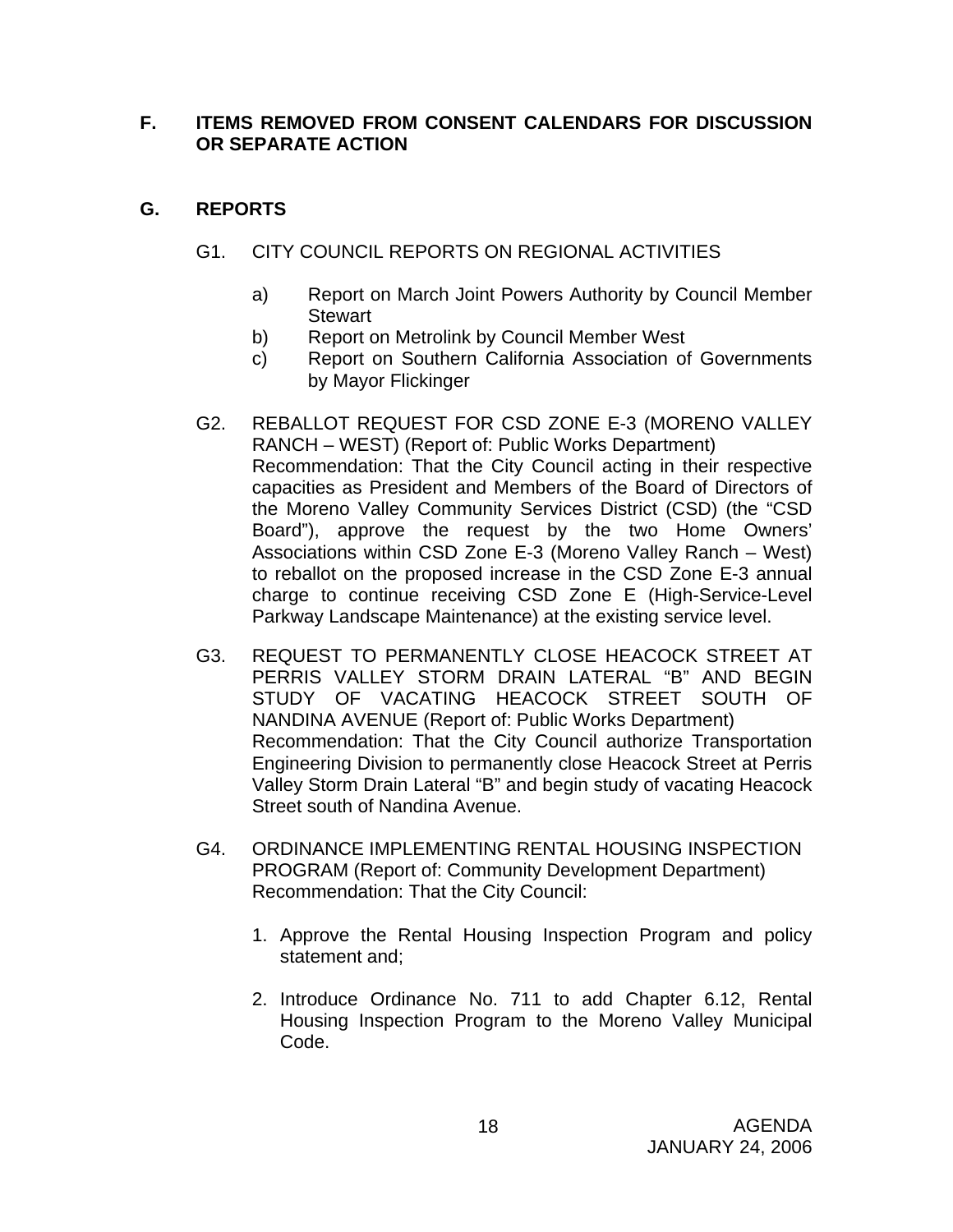## F. ITEMS REMOVED FROM CONSENT CALENDARS FOR DISCUSSION OR SEPARATE ACTION

## G. REPORTS

G1. CITY COUNCIL REPORTS ON REGIONAL ACTIVITIES

a) Report on March Joint Powers Authority by Council Member Stewart

b) Report on Metrolink by Council Member West

c) Report on Southern California Association of Governments by Mayor Flickinger

G2. REBALLOT REQUEST FOR CSD ZONE E-3 (MORENO VALLEY RANCH – WEST) (Report of: Public Works Department)
Recommendation: That the City Council acting in their respective capacities as President and Members of the Board of Directors of the Moreno Valley Community Services District (CSD) (the "CSD Board"), approve the request by the two Home Owners' Associations within CSD Zone E-3 (Moreno Valley Ranch – West) to reballot on the proposed increase in the CSD Zone E-3 annual charge to continue receiving CSD Zone E (High-Service-Level Parkway Landscape Maintenance) at the existing service level.

G3. REQUEST TO PERMANENTLY CLOSE HEACOCK STREET AT PERRIS VALLEY STORM DRAIN LATERAL "B" AND BEGIN STUDY OF VACATING HEACOCK STREET SOUTH OF NANDINA AVENUE (Report of: Public Works Department)
Recommendation: That the City Council authorize Transportation Engineering Division to permanently close Heacock Street at Perris Valley Storm Drain Lateral "B" and begin study of vacating Heacock Street south of Nandina Avenue.

G4. ORDINANCE IMPLEMENTING RENTAL HOUSING INSPECTION PROGRAM (Report of: Community Development Department)
Recommendation: That the City Council:

1. Approve the Rental Housing Inspection Program and policy statement and;

2. Introduce Ordinance No. 711 to add Chapter 6.12, Rental Housing Inspection Program to the Moreno Valley Municipal Code.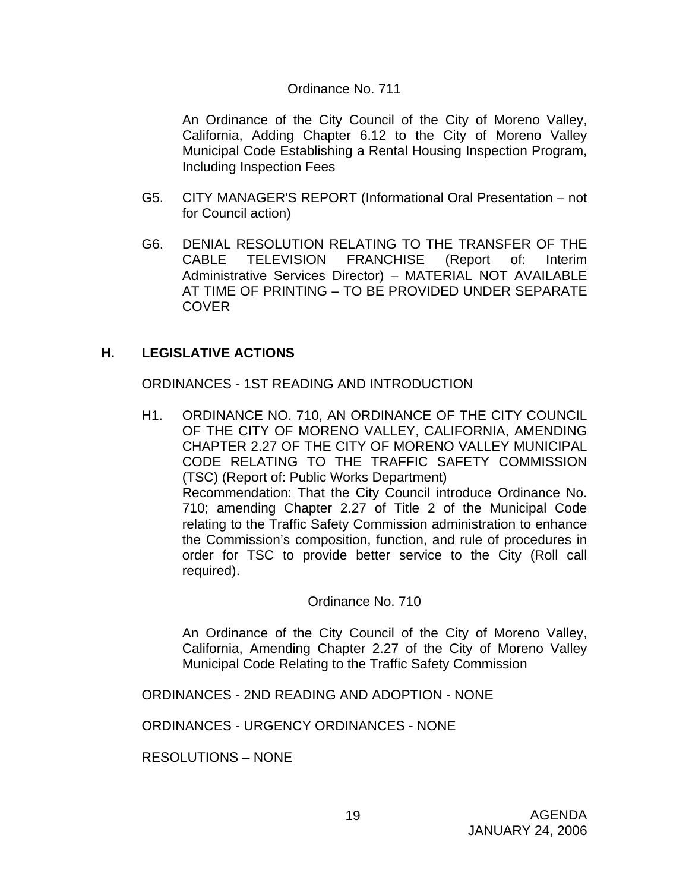Ordinance No. 711

An Ordinance of the City Council of the City of Moreno Valley, California, Adding Chapter 6.12 to the City of Moreno Valley Municipal Code Establishing a Rental Housing Inspection Program, Including Inspection Fees

G5. CITY MANAGER'S REPORT (Informational Oral Presentation – not for Council action)

G6. DENIAL RESOLUTION RELATING TO THE TRANSFER OF THE CABLE TELEVISION FRANCHISE (Report of: Interim Administrative Services Director) – MATERIAL NOT AVAILABLE AT TIME OF PRINTING – TO BE PROVIDED UNDER SEPARATE COVER

## H. LEGISLATIVE ACTIONS

ORDINANCES - 1ST READING AND INTRODUCTION

H1. ORDINANCE NO. 710, AN ORDINANCE OF THE CITY COUNCIL OF THE CITY OF MORENO VALLEY, CALIFORNIA, AMENDING CHAPTER 2.27 OF THE CITY OF MORENO VALLEY MUNICIPAL CODE RELATING TO THE TRAFFIC SAFETY COMMISSION (TSC) (Report of: Public Works Department)
Recommendation: That the City Council introduce Ordinance No. 710; amending Chapter 2.27 of Title 2 of the Municipal Code relating to the Traffic Safety Commission administration to enhance the Commission's composition, function, and rule of procedures in order for TSC to provide better service to the City (Roll call required).

Ordinance No. 710

An Ordinance of the City Council of the City of Moreno Valley, California, Amending Chapter 2.27 of the City of Moreno Valley Municipal Code Relating to the Traffic Safety Commission

ORDINANCES - 2ND READING AND ADOPTION - NONE

ORDINANCES - URGENCY ORDINANCES - NONE

RESOLUTIONS – NONE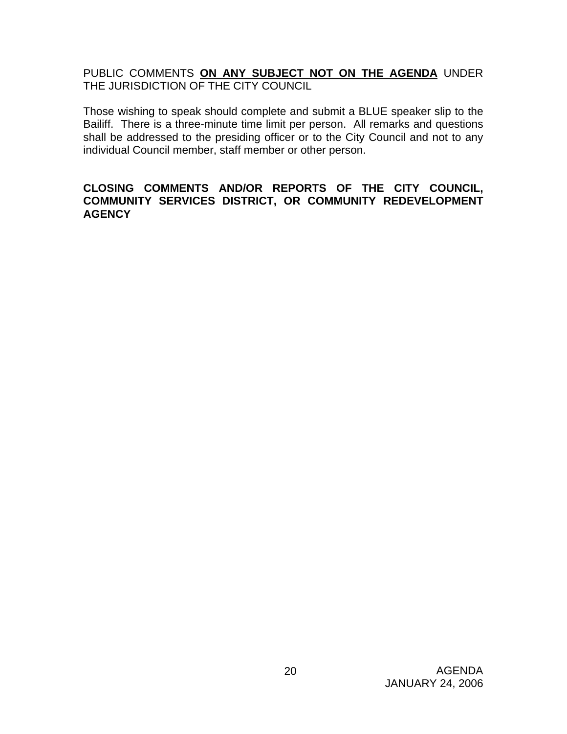PUBLIC COMMENTS **ON ANY SUBJECT NOT ON THE AGENDA** UNDER THE JURISDICTION OF THE CITY COUNCIL

Those wishing to speak should complete and submit a BLUE speaker slip to the Bailiff. There is a three-minute time limit per person. All remarks and questions shall be addressed to the presiding officer or to the City Council and not to any individual Council member, staff member or other person.

**CLOSING COMMENTS AND/OR REPORTS OF THE CITY COUNCIL, COMMUNITY SERVICES DISTRICT, OR COMMUNITY REDEVELOPMENT AGENCY**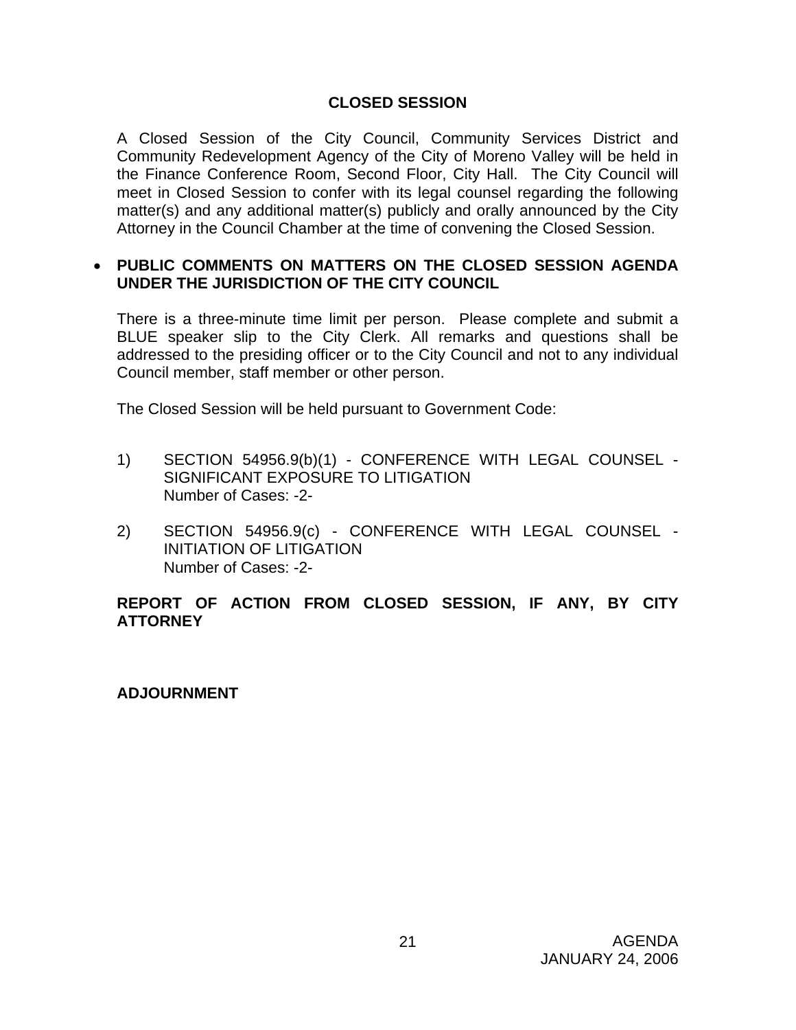## CLOSED SESSION

A Closed Session of the City Council, Community Services District and Community Redevelopment Agency of the City of Moreno Valley will be held in the Finance Conference Room, Second Floor, City Hall. The City Council will meet in Closed Session to confer with its legal counsel regarding the following matter(s) and any additional matter(s) publicly and orally announced by the City Attorney in the Council Chamber at the time of convening the Closed Session.

- **PUBLIC COMMENTS ON MATTERS ON THE CLOSED SESSION AGENDA UNDER THE JURISDICTION OF THE CITY COUNCIL**

  There is a three-minute time limit per person. Please complete and submit a BLUE speaker slip to the City Clerk. All remarks and questions shall be addressed to the presiding officer or to the City Council and not to any individual Council member, staff member or other person.

  The Closed Session will be held pursuant to Government Code:

  1) SECTION 54956.9(b)(1) - CONFERENCE WITH LEGAL COUNSEL - SIGNIFICANT EXPOSURE TO LITIGATION
     Number of Cases: -2-

  2) SECTION 54956.9(c) - CONFERENCE WITH LEGAL COUNSEL - INITIATION OF LITIGATION
     Number of Cases: -2-

**REPORT OF ACTION FROM CLOSED SESSION, IF ANY, BY CITY ATTORNEY**

**ADJOURNMENT**